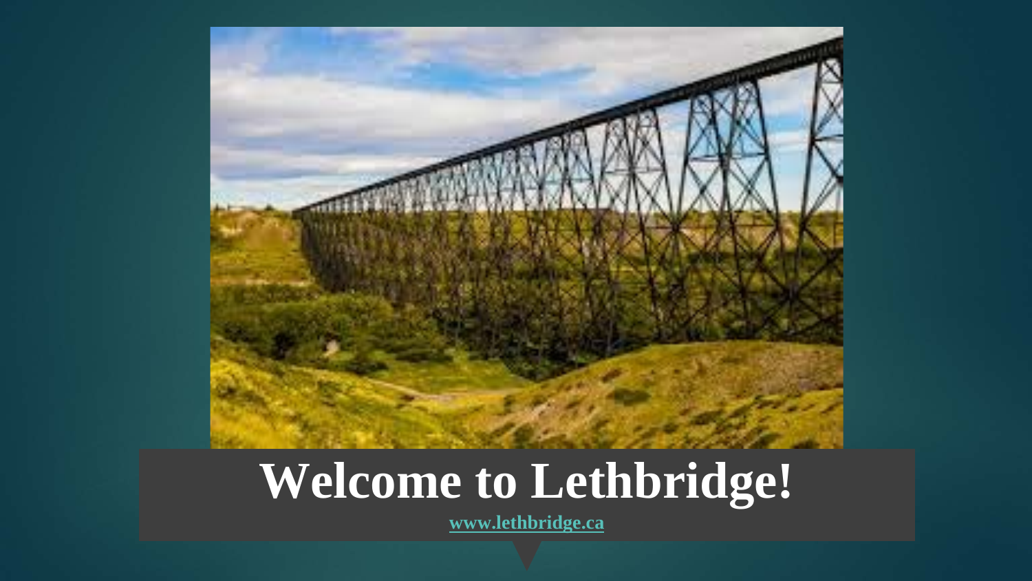# Welcome to Lethbridge!

www.lethbridge.ca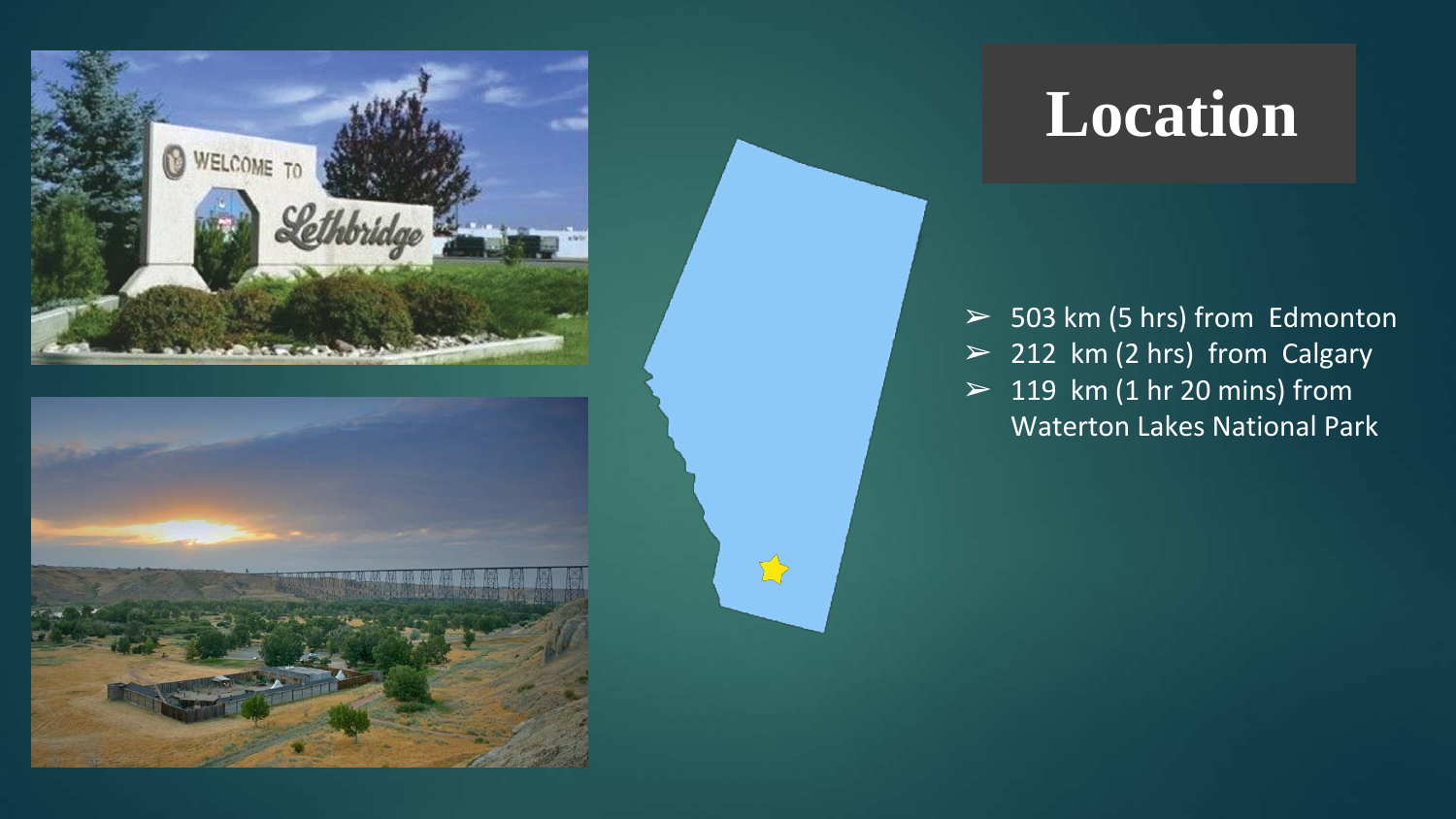# Location

- 503 km (5 hrs) from Edmonton
- 212 km (2 hrs) from Calgary
- 119 km (1 hr 20 mins) from Waterton Lakes National Park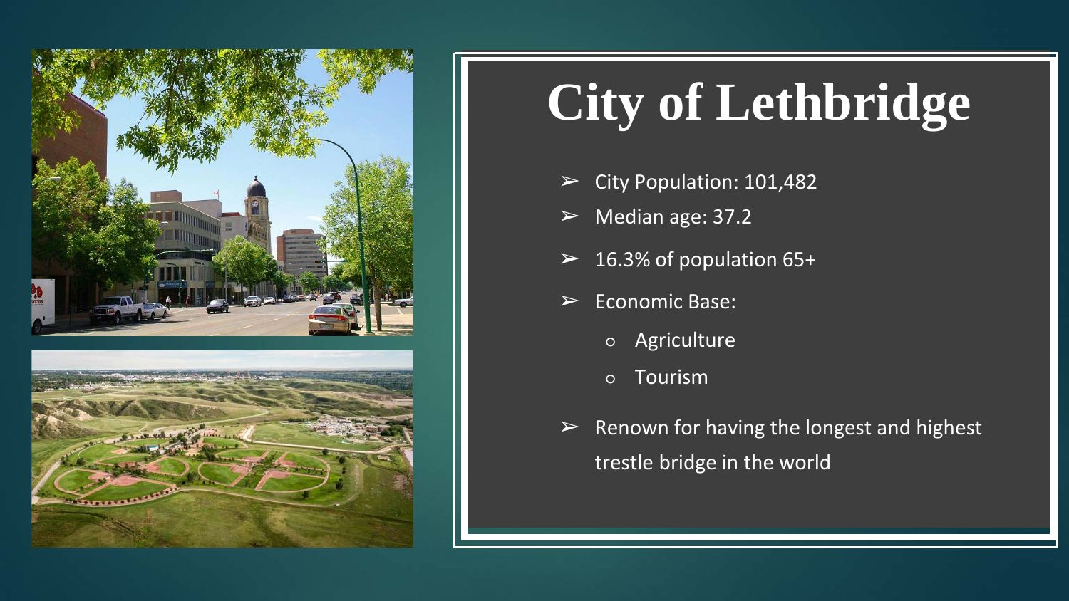# City of Lethbridge

- City Population: 101,482
- Median age: 37.2
- 16.3% of population 65+
- Economic Base:
  - Agriculture
  - Tourism
- Renown for having the longest and highest trestle bridge in the world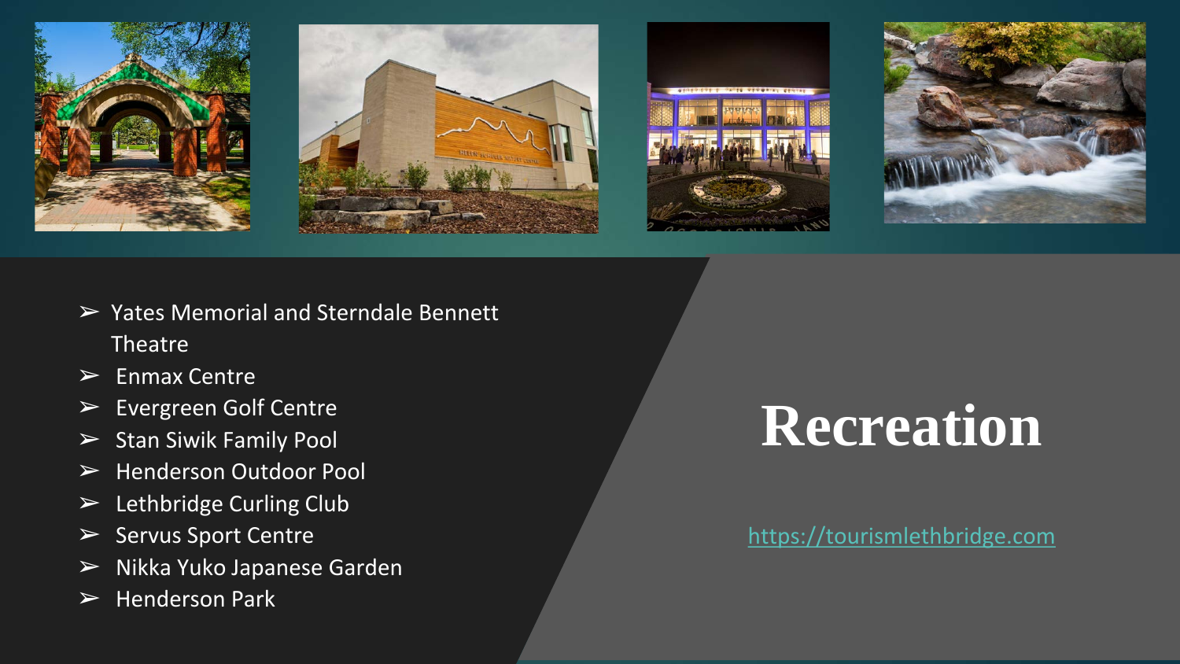# Recreation

https://tourismlethbridge.com

- Yates Memorial and Sterndale Bennett Theatre
- Enmax Centre
- Evergreen Golf Centre
- Stan Siwik Family Pool
- Henderson Outdoor Pool
- Lethbridge Curling Club
- Servus Sport Centre
- Nikka Yuko Japanese Garden
- Henderson Park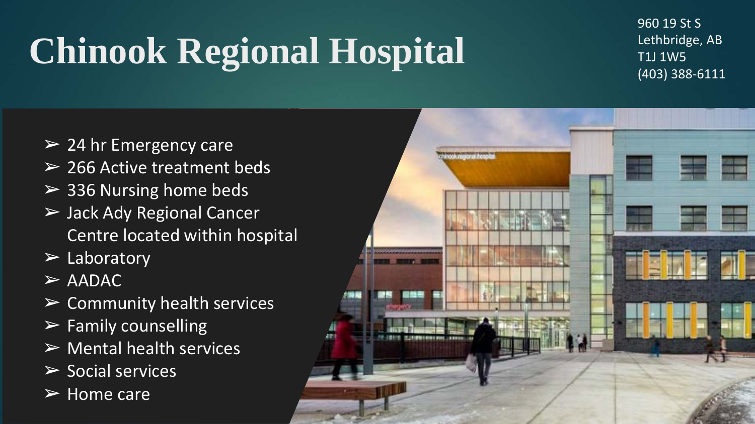# Chinook Regional Hospital

960 19 St S
Lethbridge, AB
T1J 1W5
(403) 388-6111

- 24 hr Emergency care
- 266 Active treatment beds
- 336 Nursing home beds
- Jack Ady Regional Cancer Centre located within hospital
- Laboratory
- AADAC
- Community health services
- Family counselling
- Mental health services
- Social services
- Home care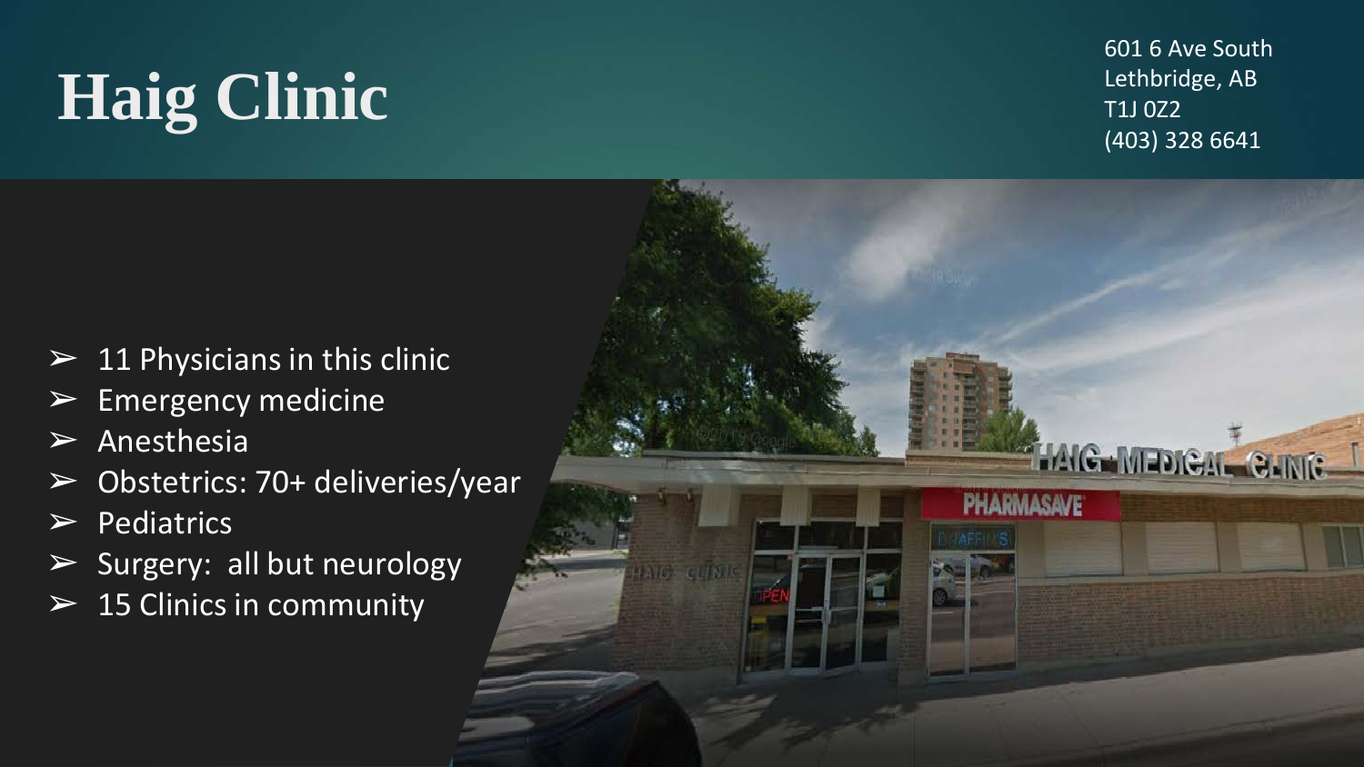# Haig Clinic

601 6 Ave South
Lethbridge, AB
T1J 0Z2
(403) 328 6641

- 11 Physicians in this clinic
- Emergency medicine
- Anesthesia
- Obstetrics: 70+ deliveries/year
- Pediatrics
- Surgery: all but neurology
- 15 Clinics in community